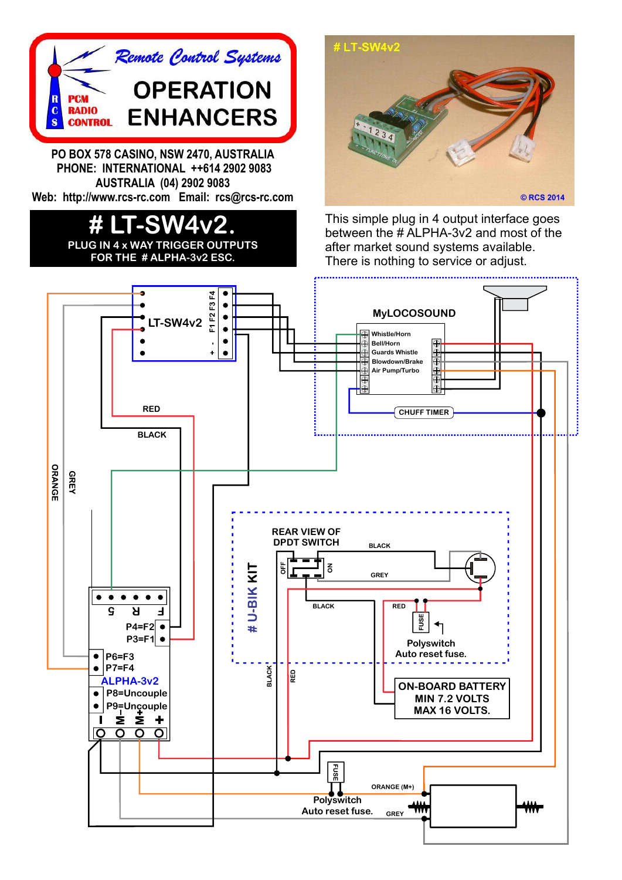# Remote Control Systems

**RCS PCM RADIO CONTROL**

## OPERATION ENHANCERS

PO BOX 578 CASINO, NSW 2470, AUSTRALIA
PHONE: INTERNATIONAL ++614 2902 9083
AUSTRALIA (04) 2902 9083
Web: http://www.rcs-rc.com Email: rcs@rcs-rc.com

# # LT-SW4v2.

**PLUG IN 4 x WAY TRIGGER OUTPUTS FOR THE # ALPHA-3v2 ESC.**

# LT-SW4v2

© RCS 2014

This simple plug in 4 output interface goes between the # ALPHA-3v2 and most of the after market sound systems available. There is nothing to service or adjust.

LT-SW4v2
F1 F2 F3 F4
\- +

MyLOCOSOUND
Whistle/Horn
Bell/Horn
Guards Whistle
Blowdown/Brake
Air Pump/Turbo

CHUFF TIMER

RED
BLACK
ORANGE
GREY

# U-BIK KIT

REAR VIEW OF DPDT SWITCH
OFF ON
BLACK
GREY
BLACK
RED
FUSE
Polyswitch Auto reset fuse.

ON-BOARD BATTERY
MIN 7.2 VOLTS
MAX 16 VOLTS.

S R F
P4=F2
P3=F1
P6=F3
P7=F4
ALPHA-3v2
P8=Uncouple
P9=Uncouple
\- M- M+ +

BLACK
RED
FUSE
ORANGE (M+)
GREY
Polyswitch Auto reset fuse.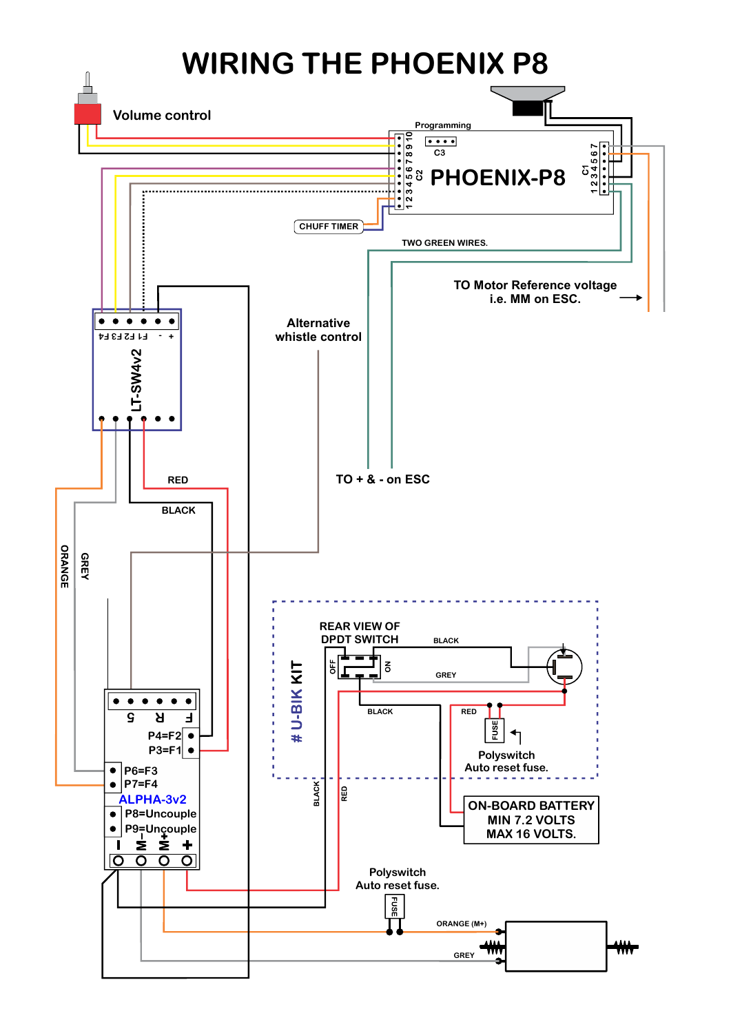# WIRING THE PHOENIX P8

Volume control

Programming

C3

PHOENIX-P8

C2 1 2 3 4 5 6 7 8 9 10

C1 1 2 3 4 5 6 7

CHUFF TIMER

TWO GREEN WIRES.

TO Motor Reference voltage
i.e. MM on ESC.

Alternative
whistle control

TO + & - on ESC

LT-SW4v2

F4 F3 F2 F1 - +

RED

BLACK

ORANGE

GREY

# U-BIK KIT

REAR VIEW OF
DPDT SWITCH

OFF ON

BLACK

GREY

BLACK

RED

FUSE

Polyswitch
Auto reset fuse.

ON-BOARD BATTERY
MIN 7.2 VOLTS
MAX 16 VOLTS.

BLACK

RED

F R 5

P4=F2

P3=F1

P6=F3

P7=F4

ALPHA-3v2

P8=Uncouple

P9=Uncouple

+ M+ M- -

Polyswitch
Auto reset fuse.

FUSE

ORANGE (M+)

GREY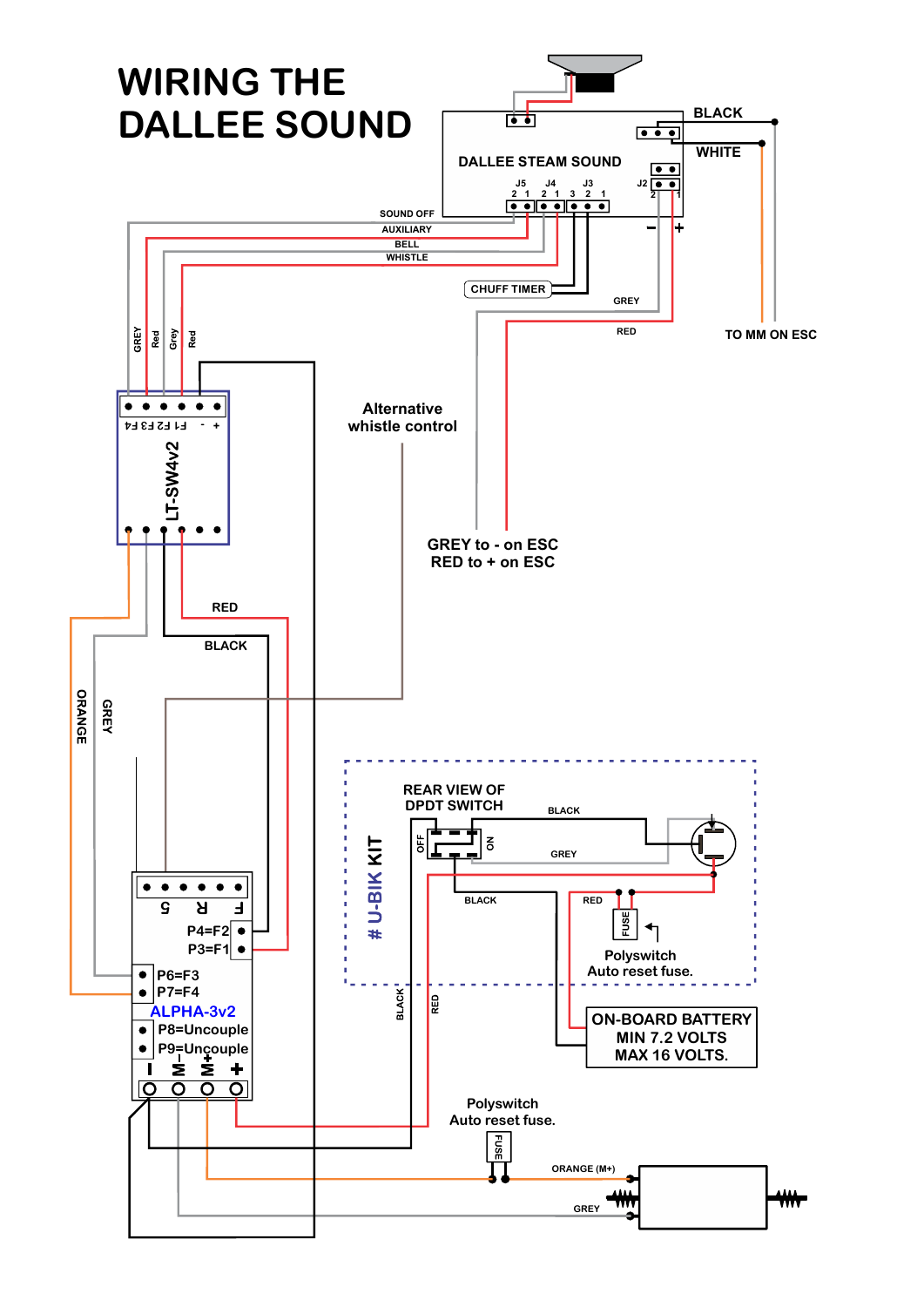# WIRING THE DALLEE SOUND

DALLEE STEAM SOUND

BLACK

WHITE

J5 J4 J3 J2

2 1 2 1 3 2 1 2 1

- +

SOUND OFF

AUXILIARY

BELL

WHISTLE

CHUFF TIMER

GREY

RED

TO MM ON ESC

GREY Red Grey Red

F4 F3 F2 F1 - +

LT-SW4v2

Alternative whistle control

GREY to - on ESC
RED to + on ESC

RED

BLACK

ORANGE

GREY

REAR VIEW OF DPDT SWITCH

OFF ON

BLACK

GREY

BLACK

RED

FUSE

Polyswitch
Auto reset fuse.

# U-BIK KIT

5 R F

P4=F2

P3=F1

P6=F3

P7=F4

ALPHA-3v2

P8=Uncouple

P9=Uncouple

- M- M+ +

BLACK

RED

ON-BOARD BATTERY
MIN 7.2 VOLTS
MAX 16 VOLTS.

Polyswitch
Auto reset fuse.

FUSE

ORANGE (M+)

GREY